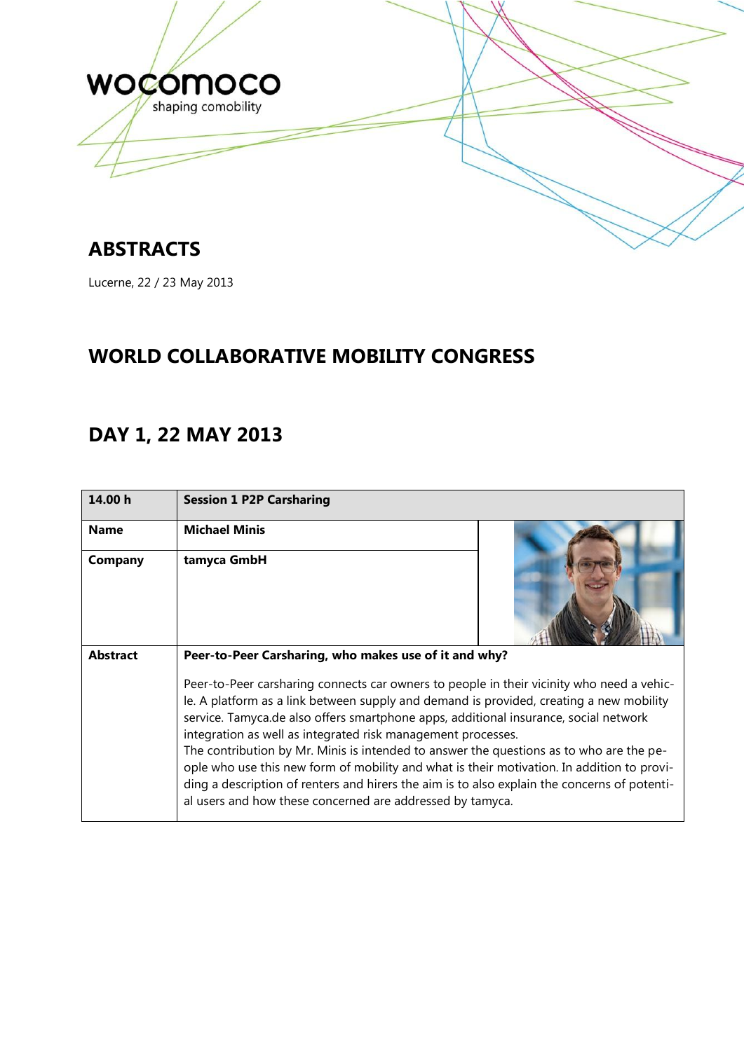wocomoco
shaping comobility

# ABSTRACTS

Lucerne, 22 / 23 May 2013

# WORLD COLLABORATIVE MOBILITY CONGRESS

## DAY 1, 22 MAY 2013

| **14.00 h** | **Session 1 P2P Carsharing** |
|---|---|
| **Name** | **Michael Minis** |
| **Company** | **tamyca GmbH** |
| **Abstract** | **Peer-to-Peer Carsharing, who makes use of it and why?**<br><br>Peer-to-Peer carsharing connects car owners to people in their vicinity who need a vehicle. A platform as a link between supply and demand is provided, creating a new mobility service. Tamyca.de also offers smartphone apps, additional insurance, social network integration as well as integrated risk management processes.<br>The contribution by Mr. Minis is intended to answer the questions as to who are the people who use this new form of mobility and what is their motivation. In addition to providing a description of renters and hirers the aim is to also explain the concerns of potential users and how these concerned are addressed by tamyca. |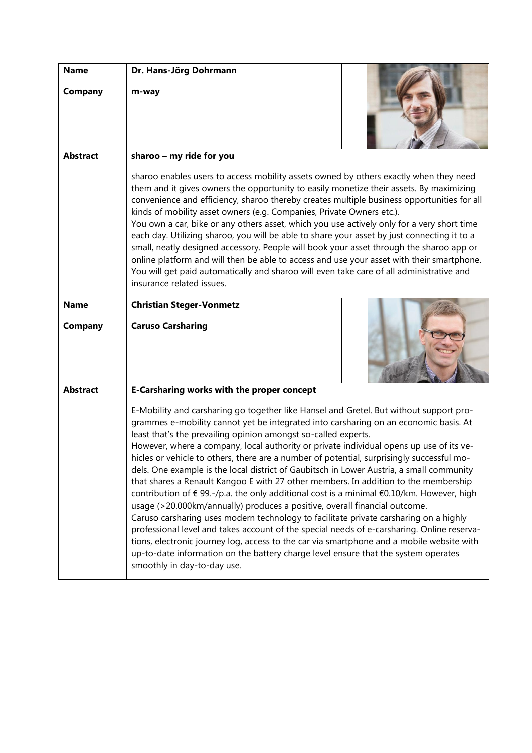| **Name** | **Dr. Hans-Jörg Dohrmann** |
|---|---|
| **Company** | **m-way** |
| **Abstract** | **sharoo – my ride for you**<br><br>sharoo enables users to access mobility assets owned by others exactly when they need them and it gives owners the opportunity to easily monetize their assets. By maximizing convenience and efficiency, sharoo thereby creates multiple business opportunities for all kinds of mobility asset owners (e.g. Companies, Private Owners etc.).<br>You own a car, bike or any others asset, which you use actively only for a very short time each day. Utilizing sharoo, you will be able to share your asset by just connecting it to a small, neatly designed accessory. People will book your asset through the sharoo app or online platform and will then be able to access and use your asset with their smartphone. You will get paid automatically and sharoo will even take care of all administrative and insurance related issues. |
| **Name** | **Christian Steger-Vonmetz** |
| **Company** | **Caruso Carsharing** |
| **Abstract** | **E-Carsharing works with the proper concept**<br><br>E-Mobility and carsharing go together like Hansel and Gretel. But without support programmes e-mobility cannot yet be integrated into carsharing on an economic basis. At least that's the prevailing opinion amongst so-called experts.<br>However, where a company, local authority or private individual opens up use of its vehicles or vehicle to others, there are a number of potential, surprisingly successful models. One example is the local district of Gaubitsch in Lower Austria, a small community that shares a Renault Kangoo E with 27 other members. In addition to the membership contribution of € 99.-/p.a. the only additional cost is a minimal €0.10/km. However, high usage (>20.000km/annually) produces a positive, overall financial outcome.<br>Caruso carsharing uses modern technology to facilitate private carsharing on a highly professional level and takes account of the special needs of e-carsharing. Online reservations, electronic journey log, access to the car via smartphone and a mobile website with up-to-date information on the battery charge level ensure that the system operates smoothly in day-to-day use. |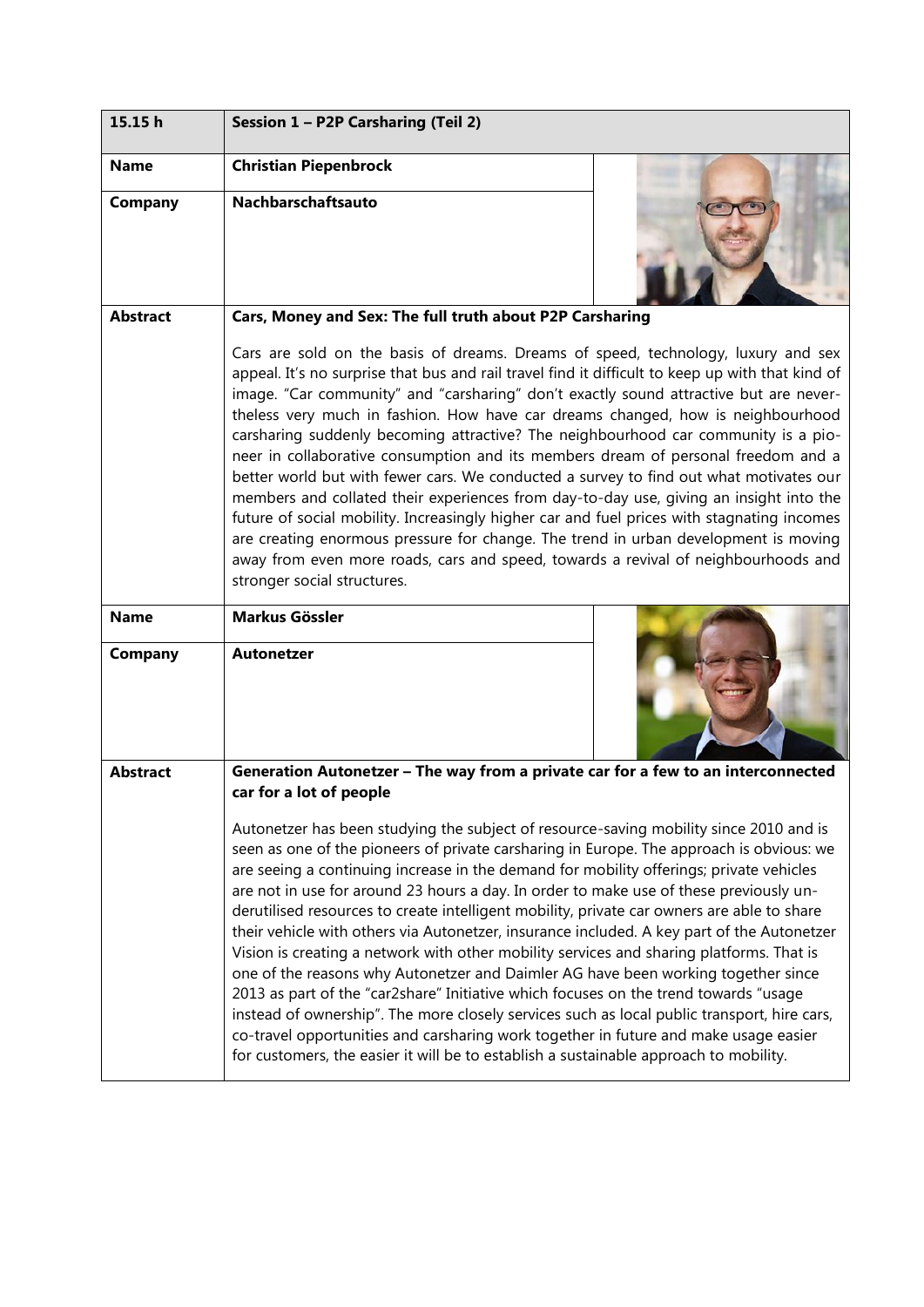| 15.15 h | Session 1 – P2P Carsharing (Teil 2) |
|---|---|
| **Name** | **Christian Piepenbrock** |
| **Company** | **Nachbarschaftsauto** |
| **Abstract** | **Cars, Money and Sex: The full truth about P2P Carsharing**<br><br>Cars are sold on the basis of dreams. Dreams of speed, technology, luxury and sex appeal. It's no surprise that bus and rail travel find it difficult to keep up with that kind of image. "Car community" and "carsharing" don't exactly sound attractive but are nevertheless very much in fashion. How have car dreams changed, how is neighbourhood carsharing suddenly becoming attractive? The neighbourhood car community is a pioneer in collaborative consumption and its members dream of personal freedom and a better world but with fewer cars. We conducted a survey to find out what motivates our members and collated their experiences from day-to-day use, giving an insight into the future of social mobility. Increasingly higher car and fuel prices with stagnating incomes are creating enormous pressure for change. The trend in urban development is moving away from even more roads, cars and speed, towards a revival of neighbourhoods and stronger social structures. |
| **Name** | **Markus Gössler** |
| **Company** | **Autonetzer** |
| **Abstract** | **Generation Autonetzer – The way from a private car for a few to an interconnected car for a lot of people**<br><br>Autonetzer has been studying the subject of resource-saving mobility since 2010 and is seen as one of the pioneers of private carsharing in Europe. The approach is obvious: we are seeing a continuing increase in the demand for mobility offerings; private vehicles are not in use for around 23 hours a day. In order to make use of these previously underutilised resources to create intelligent mobility, private car owners are able to share their vehicle with others via Autonetzer, insurance included. A key part of the Autonetzer Vision is creating a network with other mobility services and sharing platforms. That is one of the reasons why Autonetzer and Daimler AG have been working together since 2013 as part of the "car2share" Initiative which focuses on the trend towards "usage instead of ownership". The more closely services such as local public transport, hire cars, co-travel opportunities and carsharing work together in future and make usage easier for customers, the easier it will be to establish a sustainable approach to mobility. |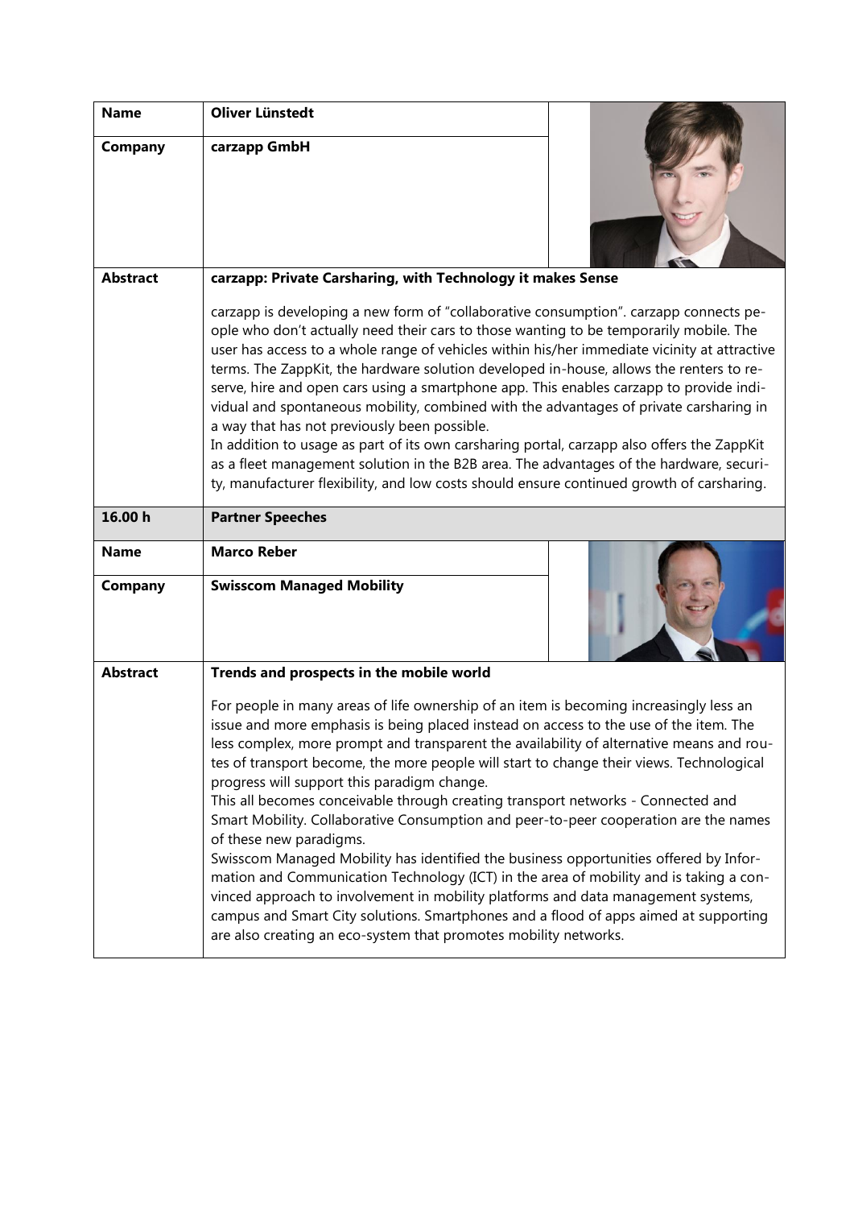| Name | Oliver Lünstedt |
| --- | --- |
| Company | carzapp GmbH |
| Abstract | **carzapp: Private Carsharing, with Technology it makes Sense**<br><br>carzapp is developing a new form of "collaborative consumption". carzapp connects people who don't actually need their cars to those wanting to be temporarily mobile. The user has access to a whole range of vehicles within his/her immediate vicinity at attractive terms. The ZappKit, the hardware solution developed in-house, allows the renters to reserve, hire and open cars using a smartphone app. This enables carzapp to provide individual and spontaneous mobility, combined with the advantages of private carsharing in a way that has not previously been possible.<br>In addition to usage as part of its own carsharing portal, carzapp also offers the ZappKit as a fleet management solution in the B2B area. The advantages of the hardware, security, manufacturer flexibility, and low costs should ensure continued growth of carsharing. |
| **16.00 h** | **Partner Speeches** |
| Name | Marco Reber |
| Company | Swisscom Managed Mobility |
| Abstract | **Trends and prospects in the mobile world**<br><br>For people in many areas of life ownership of an item is becoming increasingly less an issue and more emphasis is being placed instead on access to the use of the item. The less complex, more prompt and transparent the availability of alternative means and routes of transport become, the more people will start to change their views. Technological progress will support this paradigm change.<br>This all becomes conceivable through creating transport networks - Connected and Smart Mobility. Collaborative Consumption and peer-to-peer cooperation are the names of these new paradigms.<br>Swisscom Managed Mobility has identified the business opportunities offered by Information and Communication Technology (ICT) in the area of mobility and is taking a convinced approach to involvement in mobility platforms and data management systems, campus and Smart City solutions. Smartphones and a flood of apps aimed at supporting are also creating an eco-system that promotes mobility networks. |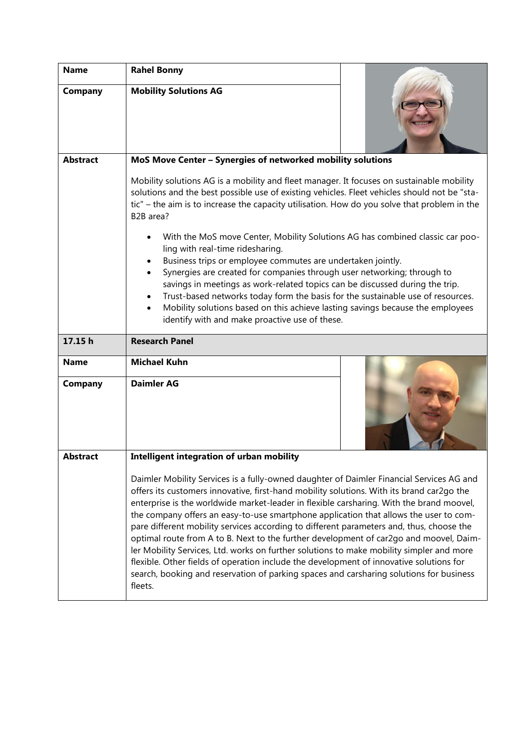| | |
|---|---|
| **Name** | **Rahel Bonny** |
| **Company** | **Mobility Solutions AG** |
| **Abstract** | **MoS Move Center – Synergies of networked mobility solutions**<br><br>Mobility solutions AG is a mobility and fleet manager. It focuses on sustainable mobility solutions and the best possible use of existing vehicles. Fleet vehicles should not be "static" – the aim is to increase the capacity utilisation. How do you solve that problem in the B2B area?<br><br>• With the MoS move Center, Mobility Solutions AG has combined classic car pooling with real-time ridesharing.<br>• Business trips or employee commutes are undertaken jointly.<br>• Synergies are created for companies through user networking; through to savings in meetings as work-related topics can be discussed during the trip.<br>• Trust-based networks today form the basis for the sustainable use of resources.<br>• Mobility solutions based on this achieve lasting savings because the employees identify with and make proactive use of these. |
| **17.15 h** | **Research Panel** |
| **Name** | **Michael Kuhn** |
| **Company** | **Daimler AG** |
| **Abstract** | **Intelligent integration of urban mobility**<br><br>Daimler Mobility Services is a fully-owned daughter of Daimler Financial Services AG and offers its customers innovative, first-hand mobility solutions. With its brand car2go the enterprise is the worldwide market-leader in flexible carsharing. With the brand moovel, the company offers an easy-to-use smartphone application that allows the user to compare different mobility services according to different parameters and, thus, choose the optimal route from A to B. Next to the further development of car2go and moovel, Daimler Mobility Services, Ltd. works on further solutions to make mobility simpler and more flexible. Other fields of operation include the development of innovative solutions for search, booking and reservation of parking spaces and carsharing solutions for business fleets. |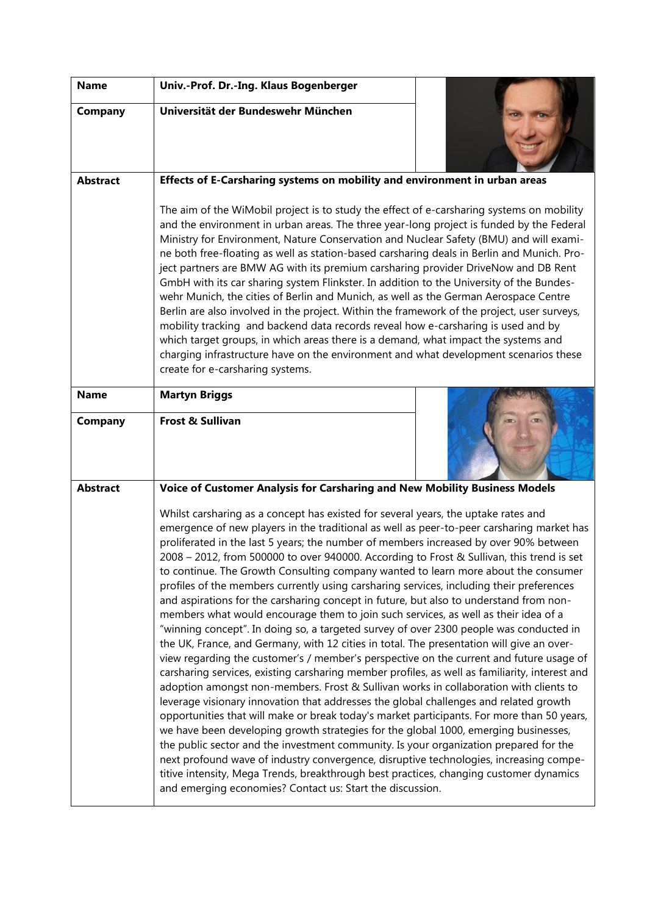| | |
|---|---|
| **Name** | **Univ.-Prof. Dr.-Ing. Klaus Bogenberger** |
| **Company** | **Universität der Bundeswehr München** |
| **Abstract** | **Effects of E-Carsharing systems on mobility and environment in urban areas**<br><br>The aim of the WiMobil project is to study the effect of e-carsharing systems on mobility and the environment in urban areas. The three year-long project is funded by the Federal Ministry for Environment, Nature Conservation and Nuclear Safety (BMU) and will examine both free-floating as well as station-based carsharing deals in Berlin and Munich. Project partners are BMW AG with its premium carsharing provider DriveNow and DB Rent GmbH with its car sharing system Flinkster. In addition to the University of the Bundeswehr Munich, the cities of Berlin and Munich, as well as the German Aerospace Centre Berlin are also involved in the project. Within the framework of the project, user surveys, mobility tracking and backend data records reveal how e-carsharing is used and by which target groups, in which areas there is a demand, what impact the systems and charging infrastructure have on the environment and what development scenarios these create for e-carsharing systems. |
| **Name** | **Martyn Briggs** |
| **Company** | **Frost & Sullivan** |
| **Abstract** | **Voice of Customer Analysis for Carsharing and New Mobility Business Models**<br><br>Whilst carsharing as a concept has existed for several years, the uptake rates and emergence of new players in the traditional as well as peer-to-peer carsharing market has proliferated in the last 5 years; the number of members increased by over 90% between 2008 – 2012, from 500000 to over 940000. According to Frost & Sullivan, this trend is set to continue. The Growth Consulting company wanted to learn more about the consumer profiles of the members currently using carsharing services, including their preferences and aspirations for the carsharing concept in future, but also to understand from non-members what would encourage them to join such services, as well as their idea of a "winning concept". In doing so, a targeted survey of over 2300 people was conducted in the UK, France, and Germany, with 12 cities in total. The presentation will give an overview regarding the customer's / member's perspective on the current and future usage of carsharing services, existing carsharing member profiles, as well as familiarity, interest and adoption amongst non-members. Frost & Sullivan works in collaboration with clients to leverage visionary innovation that addresses the global challenges and related growth opportunities that will make or break today's market participants. For more than 50 years, we have been developing growth strategies for the global 1000, emerging businesses, the public sector and the investment community. Is your organization prepared for the next profound wave of industry convergence, disruptive technologies, increasing competitive intensity, Mega Trends, breakthrough best practices, changing customer dynamics and emerging economies? Contact us: Start the discussion. |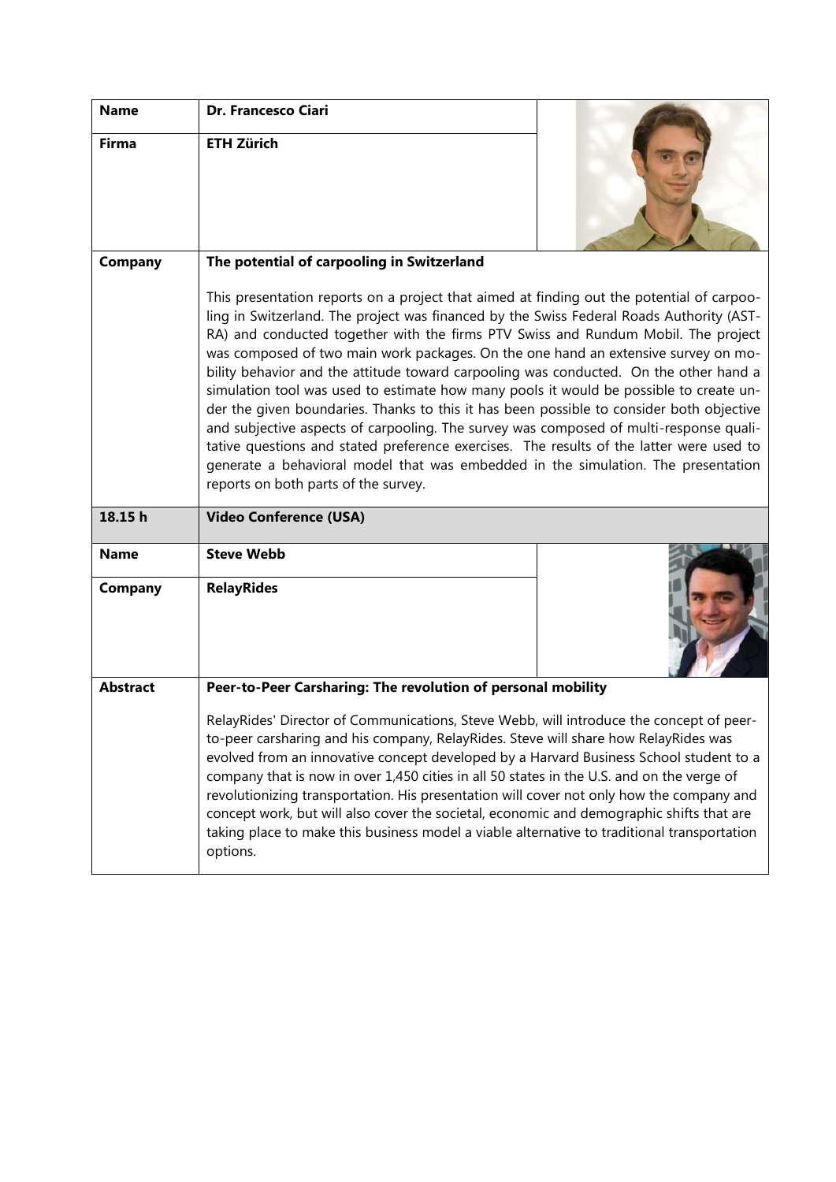| | | |
|---|---|---|
| **Name** | **Dr. Francesco Ciari** | |
| **Firma** | **ETH Zürich** | |
| **Company** | **The potential of carpooling in Switzerland**<br><br>This presentation reports on a project that aimed at finding out the potential of carpooling in Switzerland. The project was financed by the Swiss Federal Roads Authority (ASTRA) and conducted together with the firms PTV Swiss and Rundum Mobil. The project was composed of two main work packages. On the one hand an extensive survey on mobility behavior and the attitude toward carpooling was conducted. On the other hand a simulation tool was used to estimate how many pools it would be possible to create under the given boundaries. Thanks to this it has been possible to consider both objective and subjective aspects of carpooling. The survey was composed of multi-response qualitative questions and stated preference exercises. The results of the latter were used to generate a behavioral model that was embedded in the simulation. The presentation reports on both parts of the survey. | |
| **18.15 h** | **Video Conference (USA)** | |
| **Name** | **Steve Webb** | |
| **Company** | **RelayRides** | |
| **Abstract** | **Peer-to-Peer Carsharing: The revolution of personal mobility**<br><br>RelayRides' Director of Communications, Steve Webb, will introduce the concept of peer-to-peer carsharing and his company, RelayRides. Steve will share how RelayRides was evolved from an innovative concept developed by a Harvard Business School student to a company that is now in over 1,450 cities in all 50 states in the U.S. and on the verge of revolutionizing transportation. His presentation will cover not only how the company and concept work, but will also cover the societal, economic and demographic shifts that are taking place to make this business model a viable alternative to traditional transportation options. | |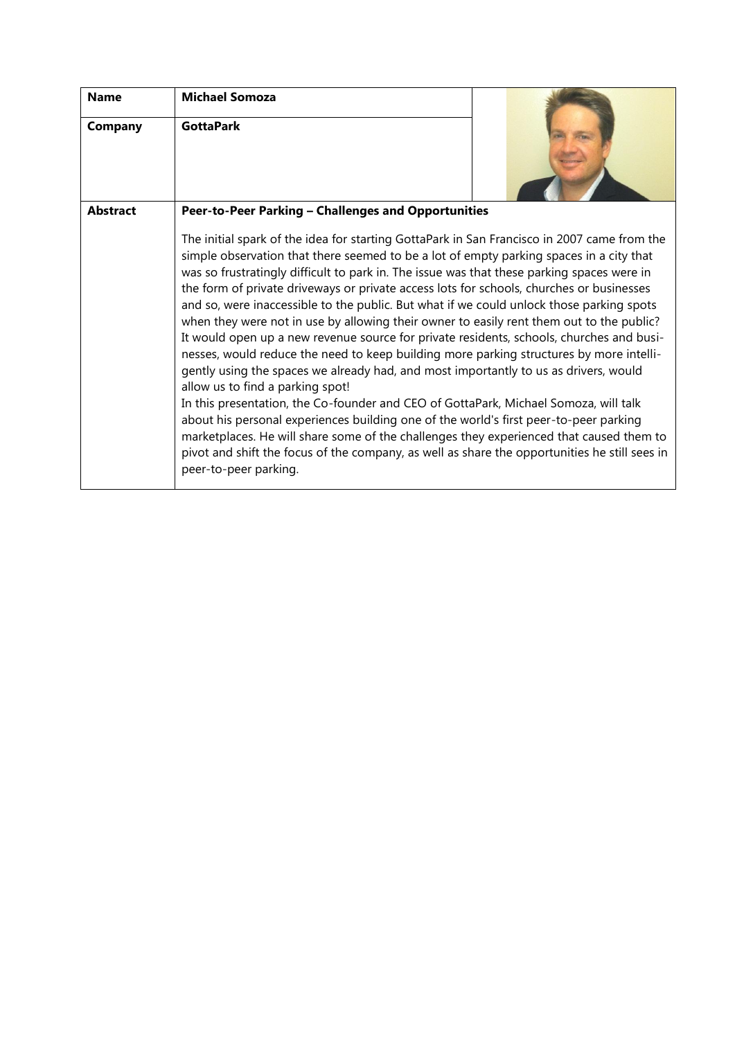| Name | Michael Somoza |
|---|---|
| Company | GottaPark |
| Abstract | **Peer-to-Peer Parking – Challenges and Opportunities**<br><br>The initial spark of the idea for starting GottaPark in San Francisco in 2007 came from the simple observation that there seemed to be a lot of empty parking spaces in a city that was so frustratingly difficult to park in. The issue was that these parking spaces were in the form of private driveways or private access lots for schools, churches or businesses and so, were inaccessible to the public. But what if we could unlock those parking spots when they were not in use by allowing their owner to easily rent them out to the public? It would open up a new revenue source for private residents, schools, churches and businesses, would reduce the need to keep building more parking structures by more intelligently using the spaces we already had, and most importantly to us as drivers, would allow us to find a parking spot!<br>In this presentation, the Co-founder and CEO of GottaPark, Michael Somoza, will talk about his personal experiences building one of the world's first peer-to-peer parking marketplaces. He will share some of the challenges they experienced that caused them to pivot and shift the focus of the company, as well as share the opportunities he still sees in peer-to-peer parking. |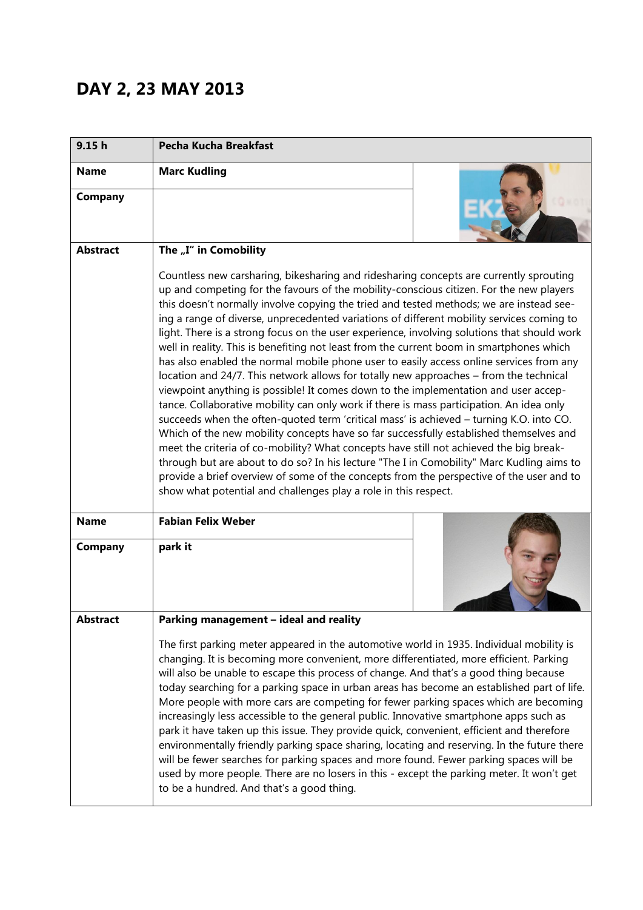# DAY 2, 23 MAY 2013

| 9.15 h | Pecha Kucha Breakfast |
|---|---|
| **Name** | **Marc Kudling** |
| **Company** | |
| **Abstract** | **The „I" in Comobility**<br><br>Countless new carsharing, bikesharing and ridesharing concepts are currently sprouting up and competing for the favours of the mobility-conscious citizen. For the new players this doesn't normally involve copying the tried and tested methods; we are instead seeing a range of diverse, unprecedented variations of different mobility services coming to light. There is a strong focus on the user experience, involving solutions that should work well in reality. This is benefiting not least from the current boom in smartphones which has also enabled the normal mobile phone user to easily access online services from any location and 24/7. This network allows for totally new approaches – from the technical viewpoint anything is possible! It comes down to the implementation and user acceptance. Collaborative mobility can only work if there is mass participation. An idea only succeeds when the often-quoted term 'critical mass' is achieved – turning K.O. into CO. Which of the new mobility concepts have so far successfully established themselves and meet the criteria of co-mobility? What concepts have still not achieved the big breakthrough but are about to do so? In his lecture "The I in Comobility" Marc Kudling aims to provide a brief overview of some of the concepts from the perspective of the user and to show what potential and challenges play a role in this respect. |
| **Name** | **Fabian Felix Weber** |
| **Company** | **park it** |
| **Abstract** | **Parking management – ideal and reality**<br><br>The first parking meter appeared in the automotive world in 1935. Individual mobility is changing. It is becoming more convenient, more differentiated, more efficient. Parking will also be unable to escape this process of change. And that's a good thing because today searching for a parking space in urban areas has become an established part of life. More people with more cars are competing for fewer parking spaces which are becoming increasingly less accessible to the general public. Innovative smartphone apps such as park it have taken up this issue. They provide quick, convenient, efficient and therefore environmentally friendly parking space sharing, locating and reserving. In the future there will be fewer searches for parking spaces and more found. Fewer parking spaces will be used by more people. There are no losers in this - except the parking meter. It won't get to be a hundred. And that's a good thing. |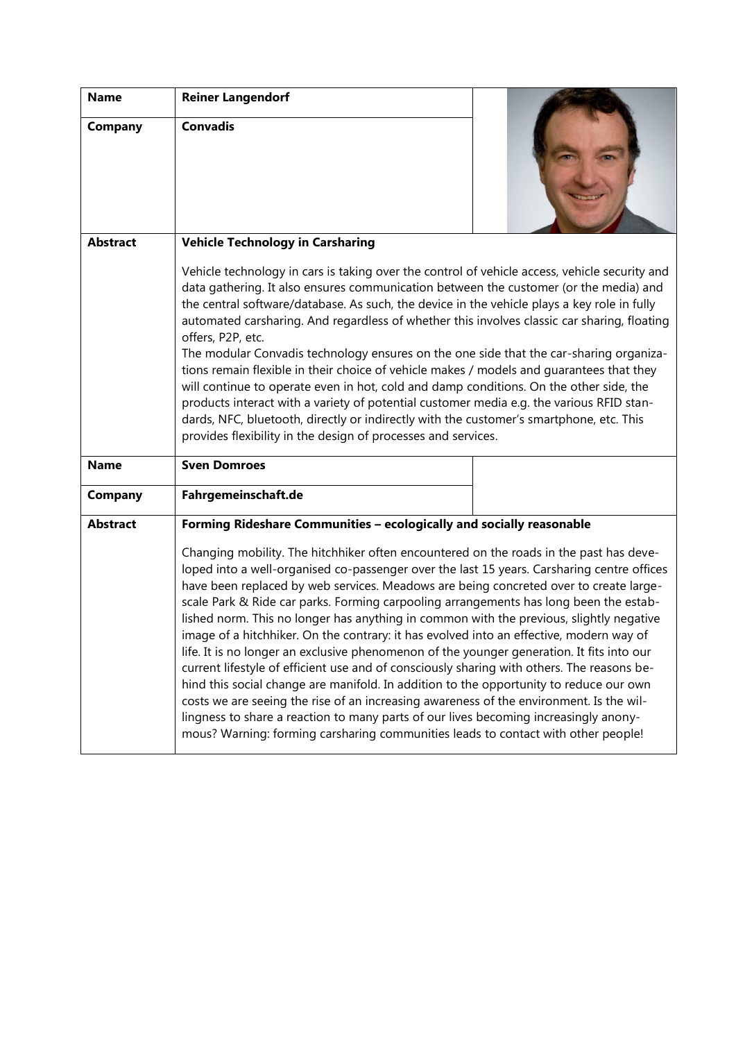| | | |
|---|---|---|
| **Name** | **Reiner Langendorf** | |
| **Company** | **Convadis** | |
| **Abstract** | **Vehicle Technology in Carsharing**<br><br>Vehicle technology in cars is taking over the control of vehicle access, vehicle security and data gathering. It also ensures communication between the customer (or the media) and the central software/database. As such, the device in the vehicle plays a key role in fully automated carsharing. And regardless of whether this involves classic car sharing, floating offers, P2P, etc.<br>The modular Convadis technology ensures on the one side that the car-sharing organizations remain flexible in their choice of vehicle makes / models and guarantees that they will continue to operate even in hot, cold and damp conditions. On the other side, the products interact with a variety of potential customer media e.g. the various RFID standards, NFC, bluetooth, directly or indirectly with the customer's smartphone, etc. This provides flexibility in the design of processes and services. | |
| **Name** | **Sven Domroes** | |
| **Company** | **Fahrgemeinschaft.de** | |
| **Abstract** | **Forming Rideshare Communities – ecologically and socially reasonable**<br><br>Changing mobility. The hitchhiker often encountered on the roads in the past has developed into a well-organised co-passenger over the last 15 years. Carsharing centre offices have been replaced by web services. Meadows are being concreted over to create large-scale Park & Ride car parks. Forming carpooling arrangements has long been the established norm. This no longer has anything in common with the previous, slightly negative image of a hitchhiker. On the contrary: it has evolved into an effective, modern way of life. It is no longer an exclusive phenomenon of the younger generation. It fits into our current lifestyle of efficient use and of consciously sharing with others. The reasons behind this social change are manifold. In addition to the opportunity to reduce our own costs we are seeing the rise of an increasing awareness of the environment. Is the willingness to share a reaction to many parts of our lives becoming increasingly anonymous? Warning: forming carsharing communities leads to contact with other people! | |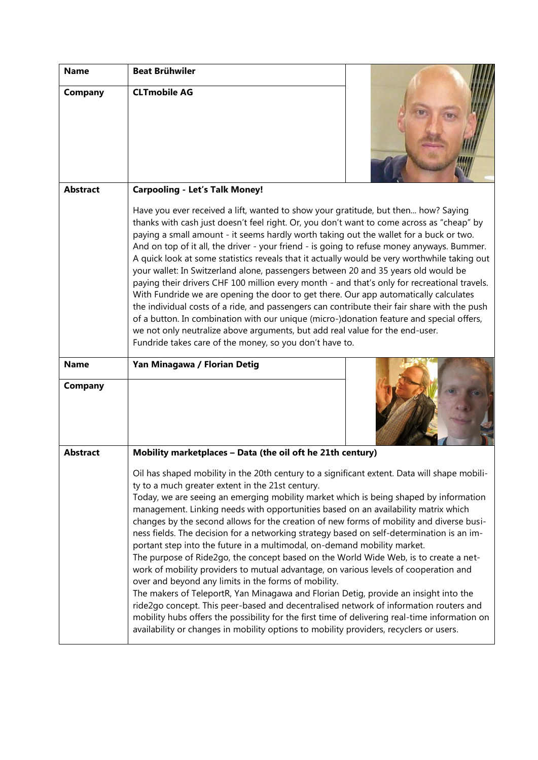| **Name** | **Beat Brühwiler** |
| --- | --- |
| **Company** | **CLTmobile AG** |
| **Abstract** | **Carpooling - Let's Talk Money!**<br><br>Have you ever received a lift, wanted to show your gratitude, but then... how? Saying thanks with cash just doesn't feel right. Or, you don't want to come across as "cheap" by paying a small amount - it seems hardly worth taking out the wallet for a buck or two. And on top of it all, the driver - your friend - is going to refuse money anyways. Bummer. A quick look at some statistics reveals that it actually would be very worthwhile taking out your wallet: In Switzerland alone, passengers between 20 and 35 years old would be paying their drivers CHF 100 million every month - and that's only for recreational travels. With Fundride we are opening the door to get there. Our app automatically calculates the individual costs of a ride, and passengers can contribute their fair share with the push of a button. In combination with our unique (micro-)donation feature and special offers, we not only neutralize above arguments, but add real value for the end-user. Fundride takes care of the money, so you don't have to. |

| **Name** | **Yan Minagawa / Florian Detig** |
| --- | --- |
| **Company** | |
| **Abstract** | **Mobility marketplaces – Data (the oil oft he 21th century)**<br><br>Oil has shaped mobility in the 20th century to a significant extent. Data will shape mobility to a much greater extent in the 21st century.<br>Today, we are seeing an emerging mobility market which is being shaped by information management. Linking needs with opportunities based on an availability matrix which changes by the second allows for the creation of new forms of mobility and diverse business fields. The decision for a networking strategy based on self-determination is an important step into the future in a multimodal, on-demand mobility market.<br>The purpose of Ride2go, the concept based on the World Wide Web, is to create a network of mobility providers to mutual advantage, on various levels of cooperation and over and beyond any limits in the forms of mobility.<br>The makers of TeleportR, Yan Minagawa and Florian Detig, provide an insight into the ride2go concept. This peer-based and decentralised network of information routers and mobility hubs offers the possibility for the first time of delivering real-time information on availability or changes in mobility options to mobility providers, recyclers or users. |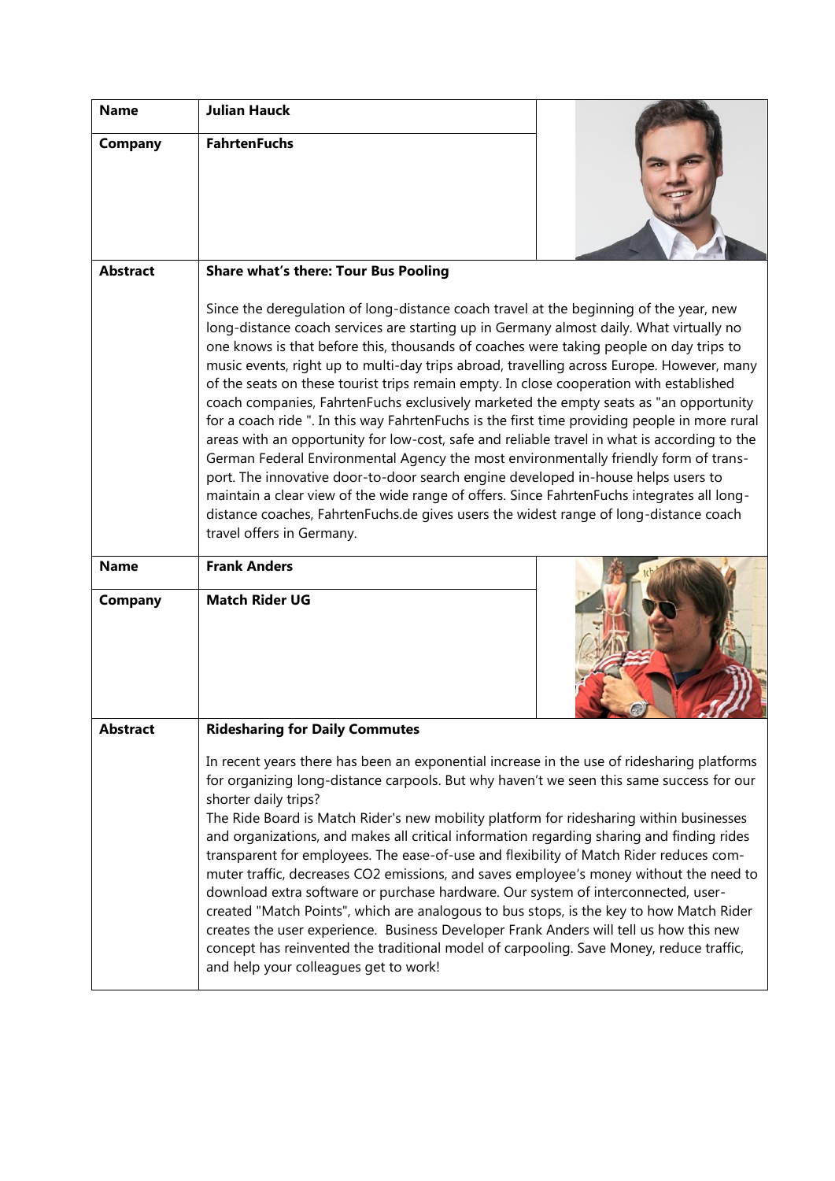| Name | Julian Hauck |
| --- | --- |
| Company | FahrtenFuchs |
| Abstract | **Share what's there: Tour Bus Pooling**<br><br>Since the deregulation of long-distance coach travel at the beginning of the year, new long-distance coach services are starting up in Germany almost daily. What virtually no one knows is that before this, thousands of coaches were taking people on day trips to music events, right up to multi-day trips abroad, travelling across Europe. However, many of the seats on these tourist trips remain empty. In close cooperation with established coach companies, FahrtenFuchs exclusively marketed the empty seats as "an opportunity for a coach ride ". In this way FahrtenFuchs is the first time providing people in more rural areas with an opportunity for low-cost, safe and reliable travel in what is according to the German Federal Environmental Agency the most environmentally friendly form of transport. The innovative door-to-door search engine developed in-house helps users to maintain a clear view of the wide range of offers. Since FahrtenFuchs integrates all long-distance coaches, FahrtenFuchs.de gives users the widest range of long-distance coach travel offers in Germany. |
| Name | Frank Anders |
| Company | Match Rider UG |
| Abstract | **Ridesharing for Daily Commutes**<br><br>In recent years there has been an exponential increase in the use of ridesharing platforms for organizing long-distance carpools. But why haven't we seen this same success for our shorter daily trips?<br>The Ride Board is Match Rider's new mobility platform for ridesharing within businesses and organizations, and makes all critical information regarding sharing and finding rides transparent for employees. The ease-of-use and flexibility of Match Rider reduces commuter traffic, decreases CO2 emissions, and saves employee's money without the need to download extra software or purchase hardware. Our system of interconnected, user-created "Match Points", which are analogous to bus stops, is the key to how Match Rider creates the user experience. Business Developer Frank Anders will tell us how this new concept has reinvented the traditional model of carpooling. Save Money, reduce traffic, and help your colleagues get to work! |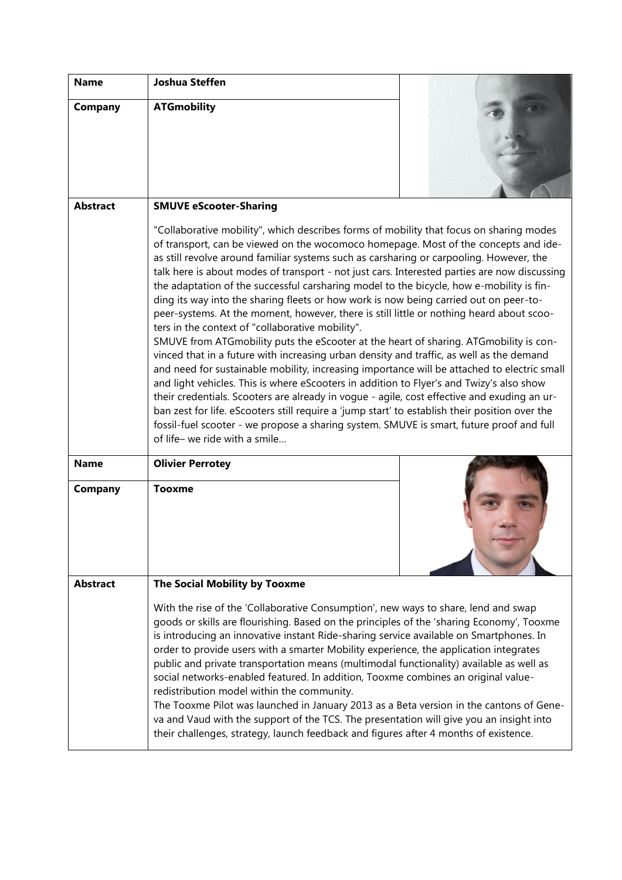| | | |
|---|---|---|
| **Name** | **Joshua Steffen** | |
| **Company** | **ATGmobility** | |
| **Abstract** | **SMUVE eScooter-Sharing**<br><br>"Collaborative mobility", which describes forms of mobility that focus on sharing modes of transport, can be viewed on the wocomoco homepage. Most of the concepts and ideas still revolve around familiar systems such as carsharing or carpooling. However, the talk here is about modes of transport - not just cars. Interested parties are now discussing the adaptation of the successful carsharing model to the bicycle, how e-mobility is finding its way into the sharing fleets or how work is now being carried out on peer-to-peer-systems. At the moment, however, there is still little or nothing heard about scooters in the context of "collaborative mobility".<br>SMUVE from ATGmobility puts the eScooter at the heart of sharing. ATGmobility is convinced that in a future with increasing urban density and traffic, as well as the demand and need for sustainable mobility, increasing importance will be attached to electric small and light vehicles. This is where eScooters in addition to Flyer's and Twizy's also show their credentials. Scooters are already in vogue - agile, cost effective and exuding an urban zest for life. eScooters still require a 'jump start' to establish their position over the fossil-fuel scooter - we propose a sharing system. SMUVE is smart, future proof and full of life– we ride with a smile… | |
| **Name** | **Olivier Perrotey** | |
| **Company** | **Tooxme** | |
| **Abstract** | **The Social Mobility by Tooxme**<br><br>With the rise of the 'Collaborative Consumption', new ways to share, lend and swap goods or skills are flourishing. Based on the principles of the 'sharing Economy', Tooxme is introducing an innovative instant Ride-sharing service available on Smartphones. In order to provide users with a smarter Mobility experience, the application integrates public and private transportation means (multimodal functionality) available as well as social networks-enabled featured. In addition, Tooxme combines an original value-redistribution model within the community.<br>The Tooxme Pilot was launched in January 2013 as a Beta version in the cantons of Geneva and Vaud with the support of the TCS. The presentation will give you an insight into their challenges, strategy, launch feedback and figures after 4 months of existence. | |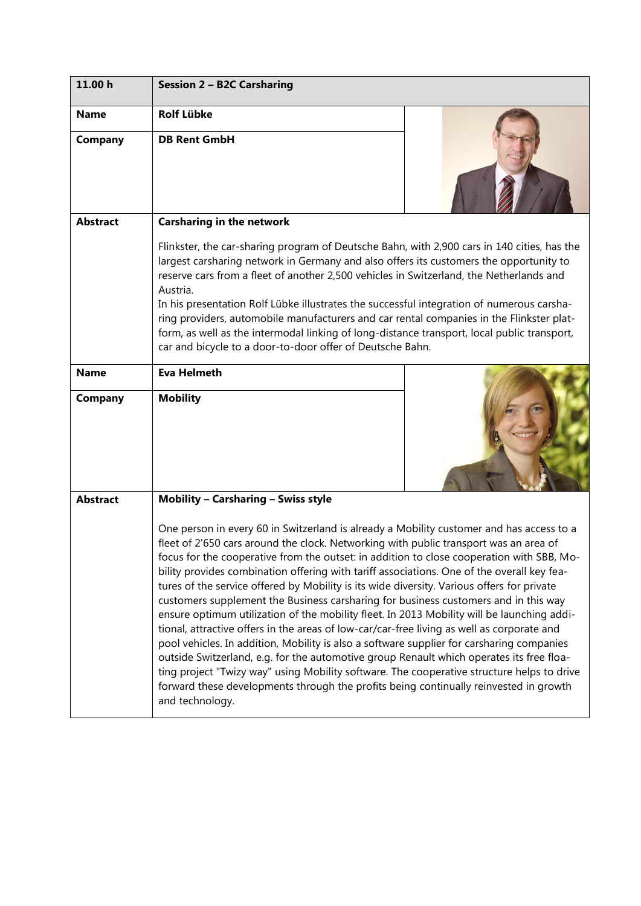| 11.00 h | Session 2 – B2C Carsharing |
|---|---|
| **Name** | **Rolf Lübke** |
| **Company** | **DB Rent GmbH** |
| **Abstract** | **Carsharing in the network**<br><br>Flinkster, the car-sharing program of Deutsche Bahn, with 2,900 cars in 140 cities, has the largest carsharing network in Germany and also offers its customers the opportunity to reserve cars from a fleet of another 2,500 vehicles in Switzerland, the Netherlands and Austria.<br>In his presentation Rolf Lübke illustrates the successful integration of numerous carsharing providers, automobile manufacturers and car rental companies in the Flinkster platform, as well as the intermodal linking of long-distance transport, local public transport, car and bicycle to a door-to-door offer of Deutsche Bahn. |
| **Name** | **Eva Helmeth** |
| **Company** | **Mobility** |
| **Abstract** | **Mobility – Carsharing – Swiss style**<br><br>One person in every 60 in Switzerland is already a Mobility customer and has access to a fleet of 2'650 cars around the clock. Networking with public transport was an area of focus for the cooperative from the outset: in addition to close cooperation with SBB, Mobility provides combination offering with tariff associations. One of the overall key features of the service offered by Mobility is its wide diversity. Various offers for private customers supplement the Business carsharing for business customers and in this way ensure optimum utilization of the mobility fleet. In 2013 Mobility will be launching additional, attractive offers in the areas of low-car/car-free living as well as corporate and pool vehicles. In addition, Mobility is also a software supplier for carsharing companies outside Switzerland, e.g. for the automotive group Renault which operates its free floating project "Twizy way" using Mobility software. The cooperative structure helps to drive forward these developments through the profits being continually reinvested in growth and technology. |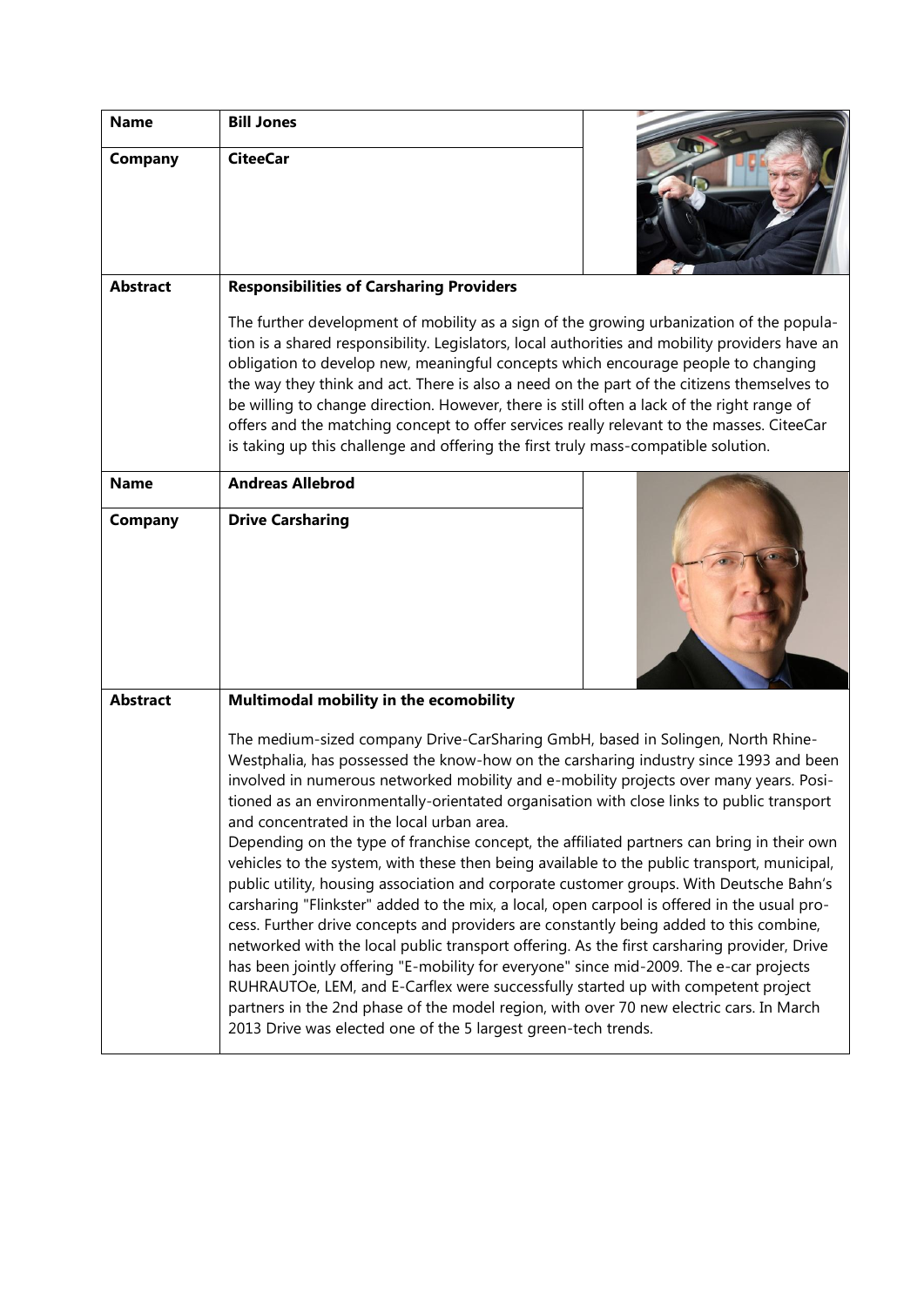| | |
|---|---|
| **Name** | **Bill Jones** |
| **Company** | **CiteeCar** |
| **Abstract** | **Responsibilities of Carsharing Providers**<br><br>The further development of mobility as a sign of the growing urbanization of the population is a shared responsibility. Legislators, local authorities and mobility providers have an obligation to develop new, meaningful concepts which encourage people to changing the way they think and act. There is also a need on the part of the citizens themselves to be willing to change direction. However, there is still often a lack of the right range of offers and the matching concept to offer services really relevant to the masses. CiteeCar is taking up this challenge and offering the first truly mass-compatible solution. |
| **Name** | **Andreas Allebrod** |
| **Company** | **Drive Carsharing** |
| **Abstract** | **Multimodal mobility in the ecomobility**<br><br>The medium-sized company Drive-CarSharing GmbH, based in Solingen, North Rhine-Westphalia, has possessed the know-how on the carsharing industry since 1993 and been involved in numerous networked mobility and e-mobility projects over many years. Positioned as an environmentally-orientated organisation with close links to public transport and concentrated in the local urban area.<br>Depending on the type of franchise concept, the affiliated partners can bring in their own vehicles to the system, with these then being available to the public transport, municipal, public utility, housing association and corporate customer groups. With Deutsche Bahn's carsharing "Flinkster" added to the mix, a local, open carpool is offered in the usual process. Further drive concepts and providers are constantly being added to this combine, networked with the local public transport offering. As the first carsharing provider, Drive has been jointly offering "E-mobility for everyone" since mid-2009. The e-car projects RUHRAUTOe, LEM, and E-Carflex were successfully started up with competent project partners in the 2nd phase of the model region, with over 70 new electric cars. In March 2013 Drive was elected one of the 5 largest green-tech trends. |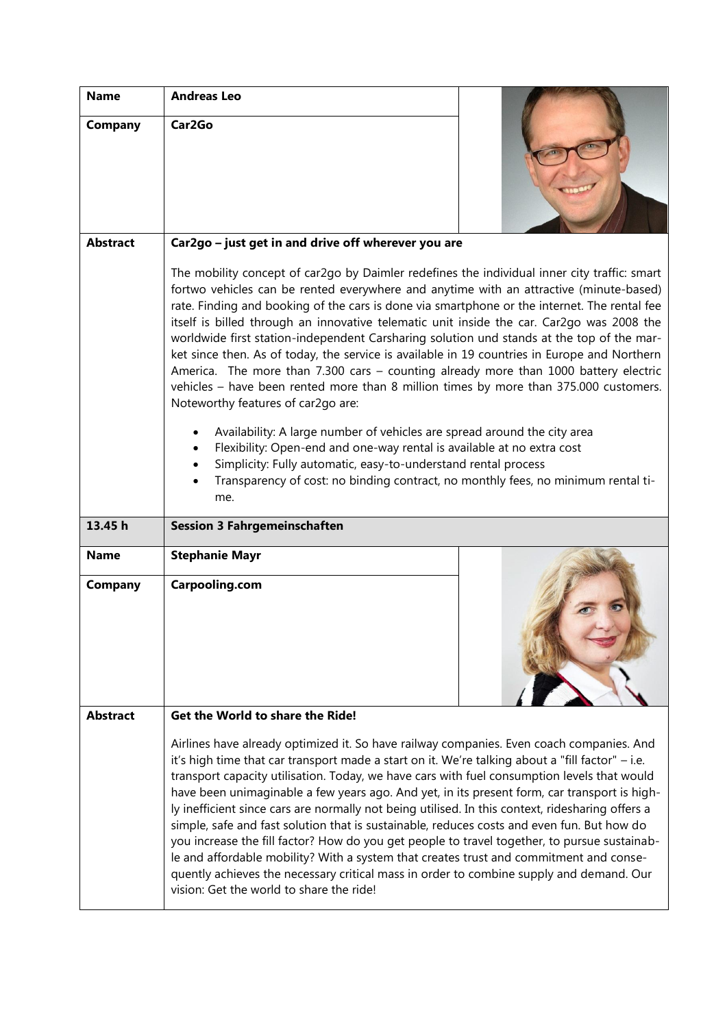| | | |
|---|---|---|
| **Name** | **Andreas Leo** | |
| **Company** | **Car2Go** | |
| **Abstract** | **Car2go – just get in and drive off wherever you are**<br><br>The mobility concept of car2go by Daimler redefines the individual inner city traffic: smart fortwo vehicles can be rented everywhere and anytime with an attractive (minute-based) rate. Finding and booking of the cars is done via smartphone or the internet. The rental fee itself is billed through an innovative telematic unit inside the car. Car2go was 2008 the worldwide first station-independent Carsharing solution und stands at the top of the market since then. As of today, the service is available in 19 countries in Europe and Northern America. The more than 7.300 cars – counting already more than 1000 battery electric vehicles – have been rented more than 8 million times by more than 375.000 customers. Noteworthy features of car2go are:<br><br>• Availability: A large number of vehicles are spread around the city area<br>• Flexibility: Open-end and one-way rental is available at no extra cost<br>• Simplicity: Fully automatic, easy-to-understand rental process<br>• Transparency of cost: no binding contract, no monthly fees, no minimum rental time. | |
| **13.45 h** | **Session 3 Fahrgemeinschaften** | |
| **Name** | **Stephanie Mayr** | |
| **Company** | **Carpooling.com** | |
| **Abstract** | **Get the World to share the Ride!**<br><br>Airlines have already optimized it. So have railway companies. Even coach companies. And it's high time that car transport made a start on it. We're talking about a "fill factor" – i.e. transport capacity utilisation. Today, we have cars with fuel consumption levels that would have been unimaginable a few years ago. And yet, in its present form, car transport is highly inefficient since cars are normally not being utilised. In this context, ridesharing offers a simple, safe and fast solution that is sustainable, reduces costs and even fun. But how do you increase the fill factor? How do you get people to travel together, to pursue sustainable and affordable mobility? With a system that creates trust and commitment and consequently achieves the necessary critical mass in order to combine supply and demand. Our vision: Get the world to share the ride! | |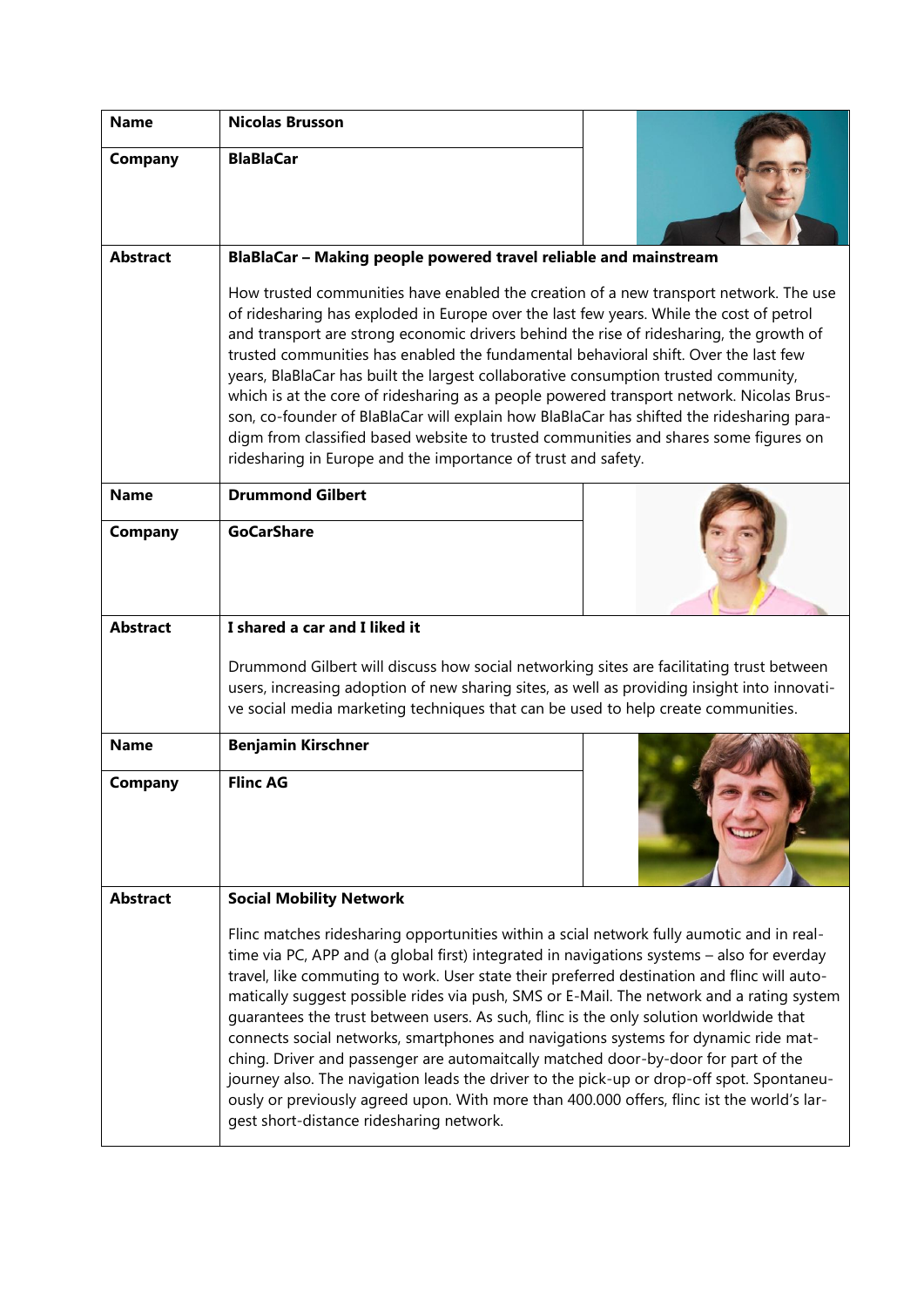| | | |
|---|---|---|
| **Name** | **Nicolas Brusson** | |
| **Company** | **BlaBlaCar** | |
| **Abstract** | **BlaBlaCar – Making people powered travel reliable and mainstream**<br><br>How trusted communities have enabled the creation of a new transport network. The use of ridesharing has exploded in Europe over the last few years. While the cost of petrol and transport are strong economic drivers behind the rise of ridesharing, the growth of trusted communities has enabled the fundamental behavioral shift. Over the last few years, BlaBlaCar has built the largest collaborative consumption trusted community, which is at the core of ridesharing as a people powered transport network. Nicolas Brusson, co-founder of BlaBlaCar will explain how BlaBlaCar has shifted the ridesharing paradigm from classified based website to trusted communities and shares some figures on ridesharing in Europe and the importance of trust and safety. | |
| **Name** | **Drummond Gilbert** | |
| **Company** | **GoCarShare** | |
| **Abstract** | **I shared a car and I liked it**<br><br>Drummond Gilbert will discuss how social networking sites are facilitating trust between users, increasing adoption of new sharing sites, as well as providing insight into innovative social media marketing techniques that can be used to help create communities. | |
| **Name** | **Benjamin Kirschner** | |
| **Company** | **Flinc AG** | |
| **Abstract** | **Social Mobility Network**<br><br>Flinc matches ridesharing opportunities within a scial network fully aumotic and in real-time via PC, APP and (a global first) integrated in navigations systems – also for everday travel, like commuting to work. User state their preferred destination and flinc will automatically suggest possible rides via push, SMS or E-Mail. The network and a rating system guarantees the trust between users. As such, flinc is the only solution worldwide that connects social networks, smartphones and navigations systems for dynamic ride matching. Driver and passenger are automaitcally matched door-by-door for part of the journey also. The navigation leads the driver to the pick-up or drop-off spot. Spontaneously or previously agreed upon. With more than 400.000 offers, flinc ist the world's largest short-distance ridesharing network. | |